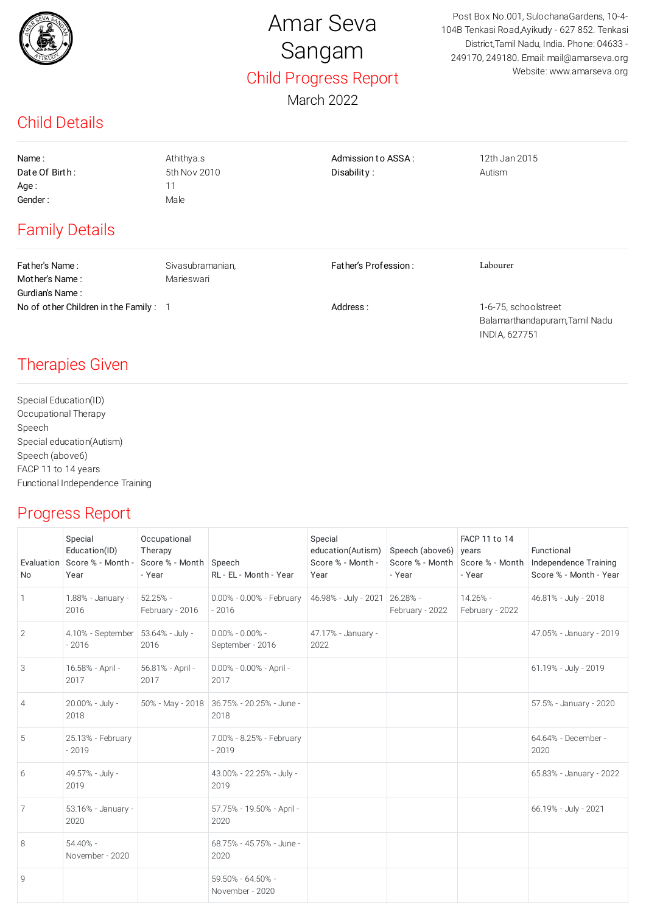# Amar Seva Sangam

## Child Progress Report

March 2022

Post Box No.001, SulochanaGardens, 10-4-104B Tenkasi Road,Ayikudy - 627 852. Tenkasi District,Tamil Nadu, India. Phone: 04633 - 249170, 249180. Email: mail@amarseva.org Website: www.amarseva.org

## Child Details

| | | | |
|---|---|---|---|
| Name : | Athithya.s | Admission to ASSA : | 12th Jan 2015 |
| Date Of Birth : | 5th Nov 2010 | Disability : | Autism |
| Age : | 11 | | |
| Gender : | Male | | |

## Family Details

| | | | |
|---|---|---|---|
| Father's Name : | Sivasubramanian, | Father's Profession : | Labourer |
| Mother's Name : | Marieswari | | |
| Gurdian's Name : | | | |
| No of other Children in the Family : | 1 | Address : | 1-6-75, schoolstreet Balamarthandapuram,Tamil Nadu INDIA, 627751 |

## Therapies Given

Special Education(ID)
Occupational Therapy
Speech
Special education(Autism)
Speech (above6)
FACP 11 to 14 years
Functional Independence Training

## Progress Report

| Evaluation No | Special Education(ID) Score % - Month - Year | Occupational Therapy Score % - Month - Year | Speech RL - EL - Month - Year | Special education(Autism) Score % - Month - Year | Speech (above6) Score % - Month - Year | FACP 11 to 14 years Score % - Month - Year | Functional Independence Training Score % - Month - Year |
|---|---|---|---|---|---|---|---|
| 1 | 1.88% - January - 2016 | 52.25% - February - 2016 | 0.00% - 0.00% - February - 2016 | 46.98% - July - 2021 | 26.28% - February - 2022 | 14.26% - February - 2022 | 46.81% - July - 2018 |
| 2 | 4.10% - September - 2016 | 53.64% - July - 2016 | 0.00% - 0.00% - September - 2016 | 47.17% - January - 2022 | | | 47.05% - January - 2019 |
| 3 | 16.58% - April - 2017 | 56.81% - April - 2017 | 0.00% - 0.00% - April - 2017 | | | | 61.19% - July - 2019 |
| 4 | 20.00% - July - 2018 | 50% - May - 2018 | 36.75% - 20.25% - June - 2018 | | | | 57.5% - January - 2020 |
| 5 | 25.13% - February - 2019 | | 7.00% - 8.25% - February - 2019 | | | | 64.64% - December - 2020 |
| 6 | 49.57% - July - 2019 | | 43.00% - 22.25% - July - 2019 | | | | 65.83% - January - 2022 |
| 7 | 53.16% - January - 2020 | | 57.75% - 19.50% - April - 2020 | | | | 66.19% - July - 2021 |
| 8 | 54.40% - November - 2020 | | 68.75% - 45.75% - June - 2020 | | | | |
| 9 | | | 59.50% - 64.50% - November - 2020 | | | | |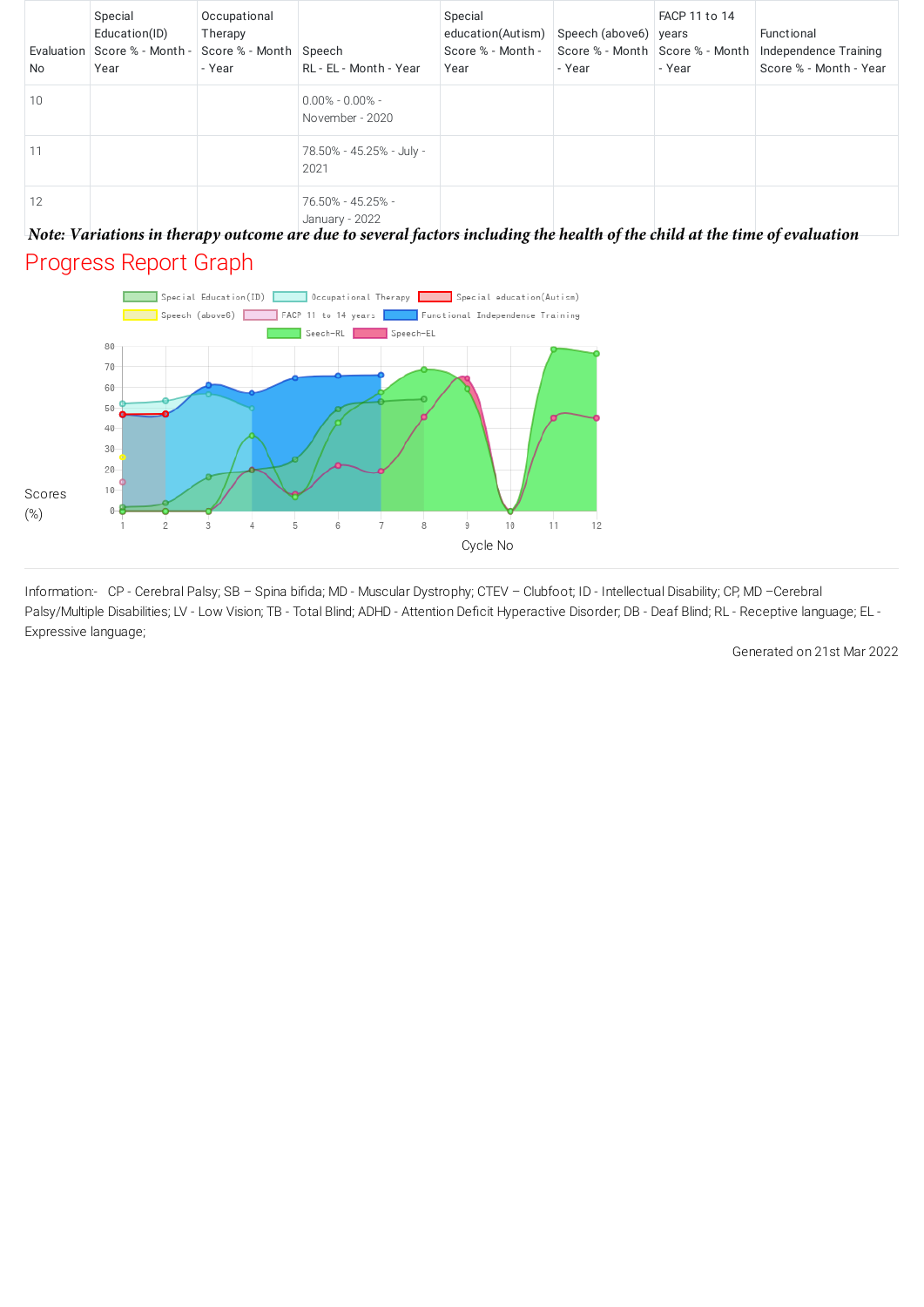| Evaluation No | Special Education(ID) Score % - Month - Year | Occupational Therapy Score % - Month - Year | Speech RL - EL - Month - Year | Special education(Autism) Score % - Month - Year | Speech (above6) Score % - Month - Year | FACP 11 to 14 years Score % - Month - Year | Functional Independence Training Score % - Month - Year |
|---|---|---|---|---|---|---|---|
| 10 | | | 0.00% - 0.00% - November - 2020 | | | | |
| 11 | | | 78.50% - 45.25% - July - 2021 | | | | |
| 12 | | | 76.50% - 45.25% - January - 2022 | | | | |

***Note: Variations in therapy outcome are due to several factors including the health of the child at the time of evaluation***

## Progress Report Graph

Special Education(ID)
Occupational Therapy
Special education(Autism)
Speech (above6)
FACP 11 to 14 years
Functional Independense Training
Seech-RL
Speech-EL

Scores (%)

80
70
60
50
40
30
20
10
0

1 2 3 4 5 6 7 8 9 10 11 12

Cycle No

Information:- CP - Cerebral Palsy; SB – Spina bifida; MD - Muscular Dystrophy; CTEV – Clubfoot; ID - Intellectual Disability; CP, MD –Cerebral Palsy/Multiple Disabilities; LV - Low Vision; TB - Total Blind; ADHD - Attention Deficit Hyperactive Disorder; DB - Deaf Blind; RL - Receptive language; EL - Expressive language;

Generated on 21st Mar 2022